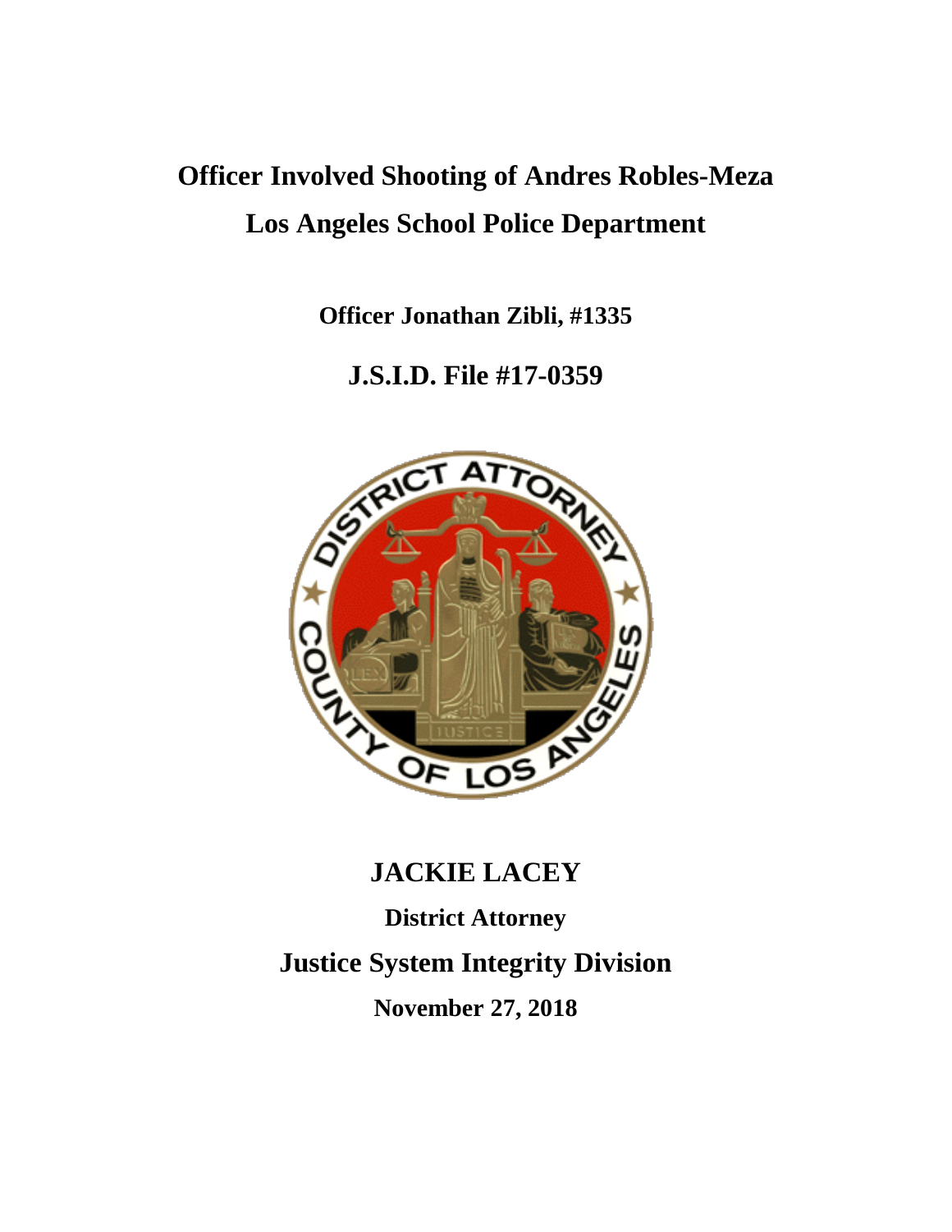# Officer Involved Shooting of Andres Robles-Meza

# Los Angeles School Police Department

**Officer Jonathan Zibli, #1335**

**J.S.I.D. File #17-0359**

**JACKIE LACEY**

**District Attorney**

**Justice System Integrity Division**

**November 27, 2018**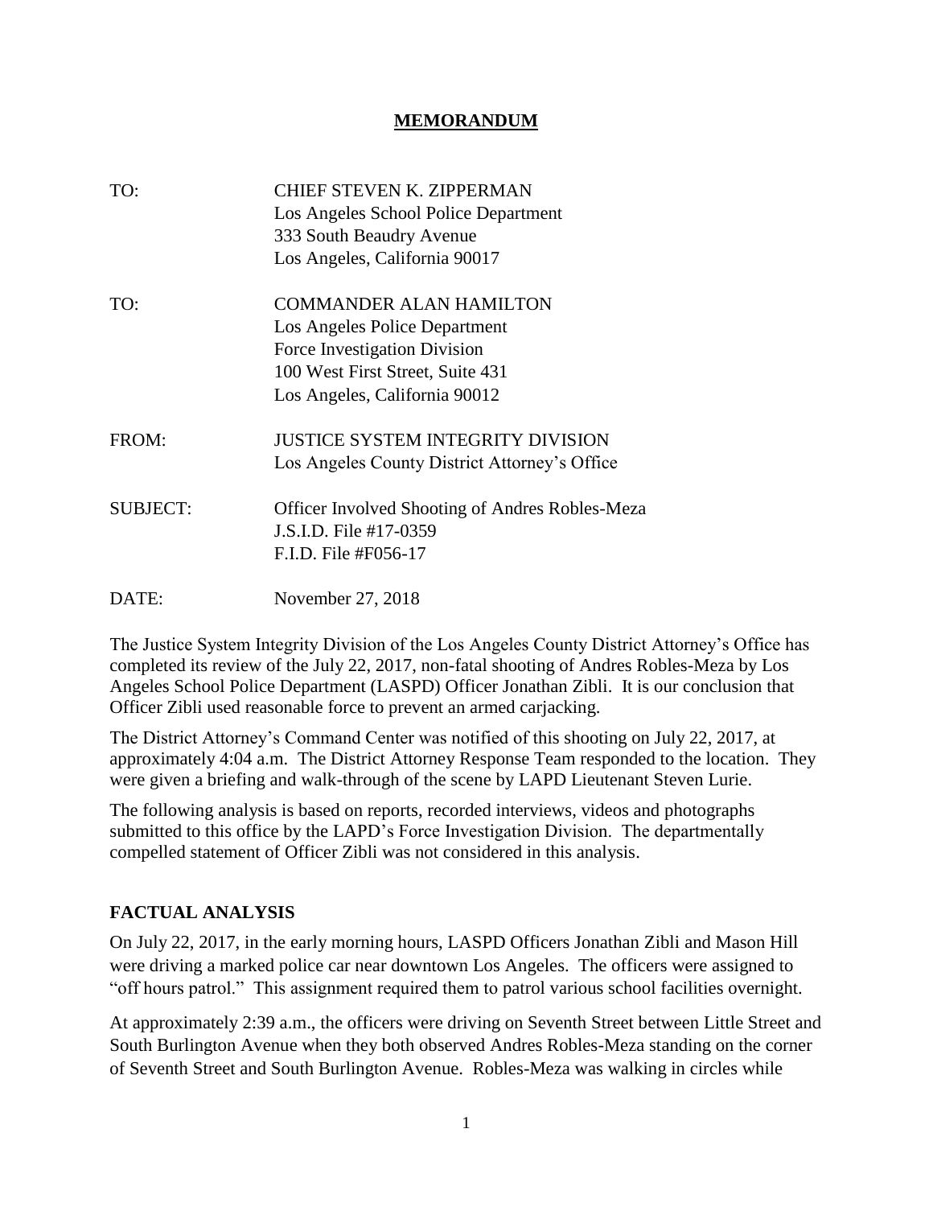# MEMORANDUM

| | |
|---|---|
| TO: | CHIEF STEVEN K. ZIPPERMAN<br>Los Angeles School Police Department<br>333 South Beaudry Avenue<br>Los Angeles, California 90017 |
| TO: | COMMANDER ALAN HAMILTON<br>Los Angeles Police Department<br>Force Investigation Division<br>100 West First Street, Suite 431<br>Los Angeles, California 90012 |
| FROM: | JUSTICE SYSTEM INTEGRITY DIVISION<br>Los Angeles County District Attorney's Office |
| SUBJECT: | Officer Involved Shooting of Andres Robles-Meza<br>J.S.I.D. File #17-0359<br>F.I.D. File #F056-17 |
| DATE: | November 27, 2018 |

The Justice System Integrity Division of the Los Angeles County District Attorney's Office has completed its review of the July 22, 2017, non-fatal shooting of Andres Robles-Meza by Los Angeles School Police Department (LASPD) Officer Jonathan Zibli. It is our conclusion that Officer Zibli used reasonable force to prevent an armed carjacking.

The District Attorney's Command Center was notified of this shooting on July 22, 2017, at approximately 4:04 a.m. The District Attorney Response Team responded to the location. They were given a briefing and walk-through of the scene by LAPD Lieutenant Steven Lurie.

The following analysis is based on reports, recorded interviews, videos and photographs submitted to this office by the LAPD's Force Investigation Division. The departmentally compelled statement of Officer Zibli was not considered in this analysis.

## FACTUAL ANALYSIS

On July 22, 2017, in the early morning hours, LASPD Officers Jonathan Zibli and Mason Hill were driving a marked police car near downtown Los Angeles. The officers were assigned to "off hours patrol." This assignment required them to patrol various school facilities overnight.

At approximately 2:39 a.m., the officers were driving on Seventh Street between Little Street and South Burlington Avenue when they both observed Andres Robles-Meza standing on the corner of Seventh Street and South Burlington Avenue. Robles-Meza was walking in circles while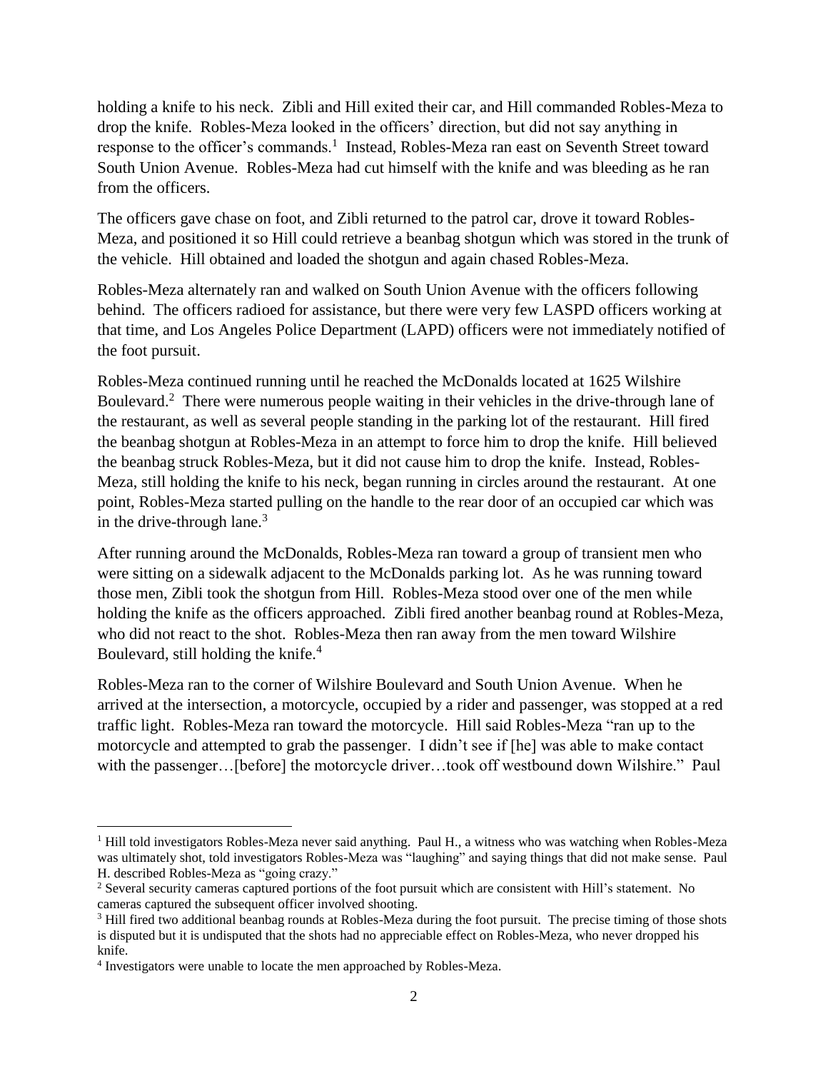holding a knife to his neck. Zibli and Hill exited their car, and Hill commanded Robles-Meza to drop the knife. Robles-Meza looked in the officers' direction, but did not say anything in response to the officer's commands.[1] Instead, Robles-Meza ran east on Seventh Street toward South Union Avenue. Robles-Meza had cut himself with the knife and was bleeding as he ran from the officers.

The officers gave chase on foot, and Zibli returned to the patrol car, drove it toward Robles-Meza, and positioned it so Hill could retrieve a beanbag shotgun which was stored in the trunk of the vehicle. Hill obtained and loaded the shotgun and again chased Robles-Meza.

Robles-Meza alternately ran and walked on South Union Avenue with the officers following behind. The officers radioed for assistance, but there were very few LASPD officers working at that time, and Los Angeles Police Department (LAPD) officers were not immediately notified of the foot pursuit.

Robles-Meza continued running until he reached the McDonalds located at 1625 Wilshire Boulevard.[2] There were numerous people waiting in their vehicles in the drive-through lane of the restaurant, as well as several people standing in the parking lot of the restaurant. Hill fired the beanbag shotgun at Robles-Meza in an attempt to force him to drop the knife. Hill believed the beanbag struck Robles-Meza, but it did not cause him to drop the knife. Instead, Robles-Meza, still holding the knife to his neck, began running in circles around the restaurant. At one point, Robles-Meza started pulling on the handle to the rear door of an occupied car which was in the drive-through lane.[3]

After running around the McDonalds, Robles-Meza ran toward a group of transient men who were sitting on a sidewalk adjacent to the McDonalds parking lot. As he was running toward those men, Zibli took the shotgun from Hill. Robles-Meza stood over one of the men while holding the knife as the officers approached. Zibli fired another beanbag round at Robles-Meza, who did not react to the shot. Robles-Meza then ran away from the men toward Wilshire Boulevard, still holding the knife.[4]

Robles-Meza ran to the corner of Wilshire Boulevard and South Union Avenue. When he arrived at the intersection, a motorcycle, occupied by a rider and passenger, was stopped at a red traffic light. Robles-Meza ran toward the motorcycle. Hill said Robles-Meza "ran up to the motorcycle and attempted to grab the passenger. I didn't see if [he] was able to make contact with the passenger…[before] the motorcycle driver…took off westbound down Wilshire." Paul

---

[1] Hill told investigators Robles-Meza never said anything. Paul H., a witness who was watching when Robles-Meza was ultimately shot, told investigators Robles-Meza was "laughing" and saying things that did not make sense. Paul H. described Robles-Meza as "going crazy."

[2] Several security cameras captured portions of the foot pursuit which are consistent with Hill's statement. No cameras captured the subsequent officer involved shooting.

[3] Hill fired two additional beanbag rounds at Robles-Meza during the foot pursuit. The precise timing of those shots is disputed but it is undisputed that the shots had no appreciable effect on Robles-Meza, who never dropped his knife.

[4] Investigators were unable to locate the men approached by Robles-Meza.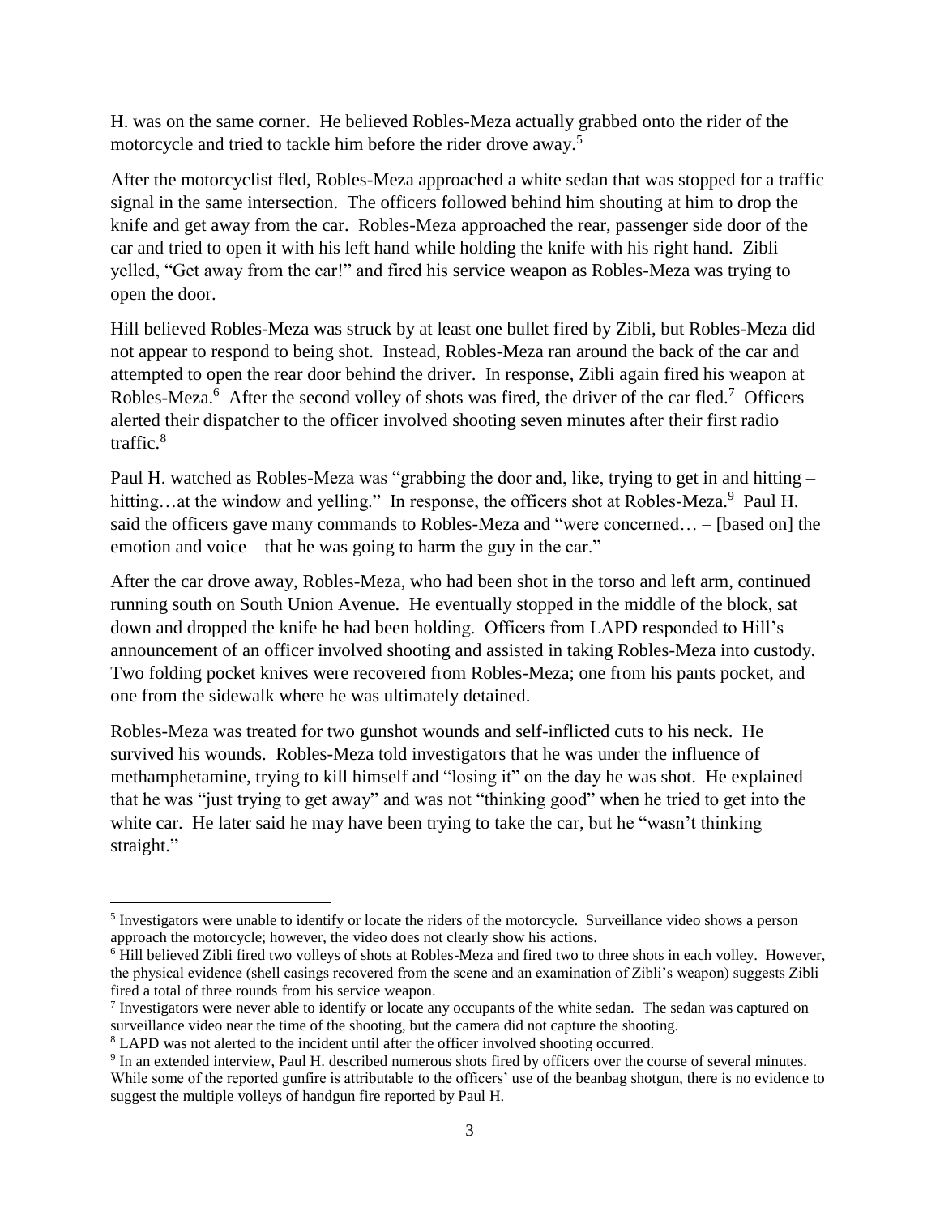H. was on the same corner. He believed Robles-Meza actually grabbed onto the rider of the motorcycle and tried to tackle him before the rider drove away.[5]

After the motorcyclist fled, Robles-Meza approached a white sedan that was stopped for a traffic signal in the same intersection. The officers followed behind him shouting at him to drop the knife and get away from the car. Robles-Meza approached the rear, passenger side door of the car and tried to open it with his left hand while holding the knife with his right hand. Zibli yelled, "Get away from the car!" and fired his service weapon as Robles-Meza was trying to open the door.

Hill believed Robles-Meza was struck by at least one bullet fired by Zibli, but Robles-Meza did not appear to respond to being shot. Instead, Robles-Meza ran around the back of the car and attempted to open the rear door behind the driver. In response, Zibli again fired his weapon at Robles-Meza.[6] After the second volley of shots was fired, the driver of the car fled.[7] Officers alerted their dispatcher to the officer involved shooting seven minutes after their first radio traffic.[8]

Paul H. watched as Robles-Meza was "grabbing the door and, like, trying to get in and hitting – hitting…at the window and yelling." In response, the officers shot at Robles-Meza.[9] Paul H. said the officers gave many commands to Robles-Meza and "were concerned… – [based on] the emotion and voice – that he was going to harm the guy in the car."

After the car drove away, Robles-Meza, who had been shot in the torso and left arm, continued running south on South Union Avenue. He eventually stopped in the middle of the block, sat down and dropped the knife he had been holding. Officers from LAPD responded to Hill's announcement of an officer involved shooting and assisted in taking Robles-Meza into custody. Two folding pocket knives were recovered from Robles-Meza; one from his pants pocket, and one from the sidewalk where he was ultimately detained.

Robles-Meza was treated for two gunshot wounds and self-inflicted cuts to his neck. He survived his wounds. Robles-Meza told investigators that he was under the influence of methamphetamine, trying to kill himself and "losing it" on the day he was shot. He explained that he was "just trying to get away" and was not "thinking good" when he tried to get into the white car. He later said he may have been trying to take the car, but he "wasn't thinking straight."

---

[5] Investigators were unable to identify or locate the riders of the motorcycle. Surveillance video shows a person approach the motorcycle; however, the video does not clearly show his actions.

[6] Hill believed Zibli fired two volleys of shots at Robles-Meza and fired two to three shots in each volley. However, the physical evidence (shell casings recovered from the scene and an examination of Zibli's weapon) suggests Zibli fired a total of three rounds from his service weapon.

[7] Investigators were never able to identify or locate any occupants of the white sedan. The sedan was captured on surveillance video near the time of the shooting, but the camera did not capture the shooting.

[8] LAPD was not alerted to the incident until after the officer involved shooting occurred.

[9] In an extended interview, Paul H. described numerous shots fired by officers over the course of several minutes. While some of the reported gunfire is attributable to the officers' use of the beanbag shotgun, there is no evidence to suggest the multiple volleys of handgun fire reported by Paul H.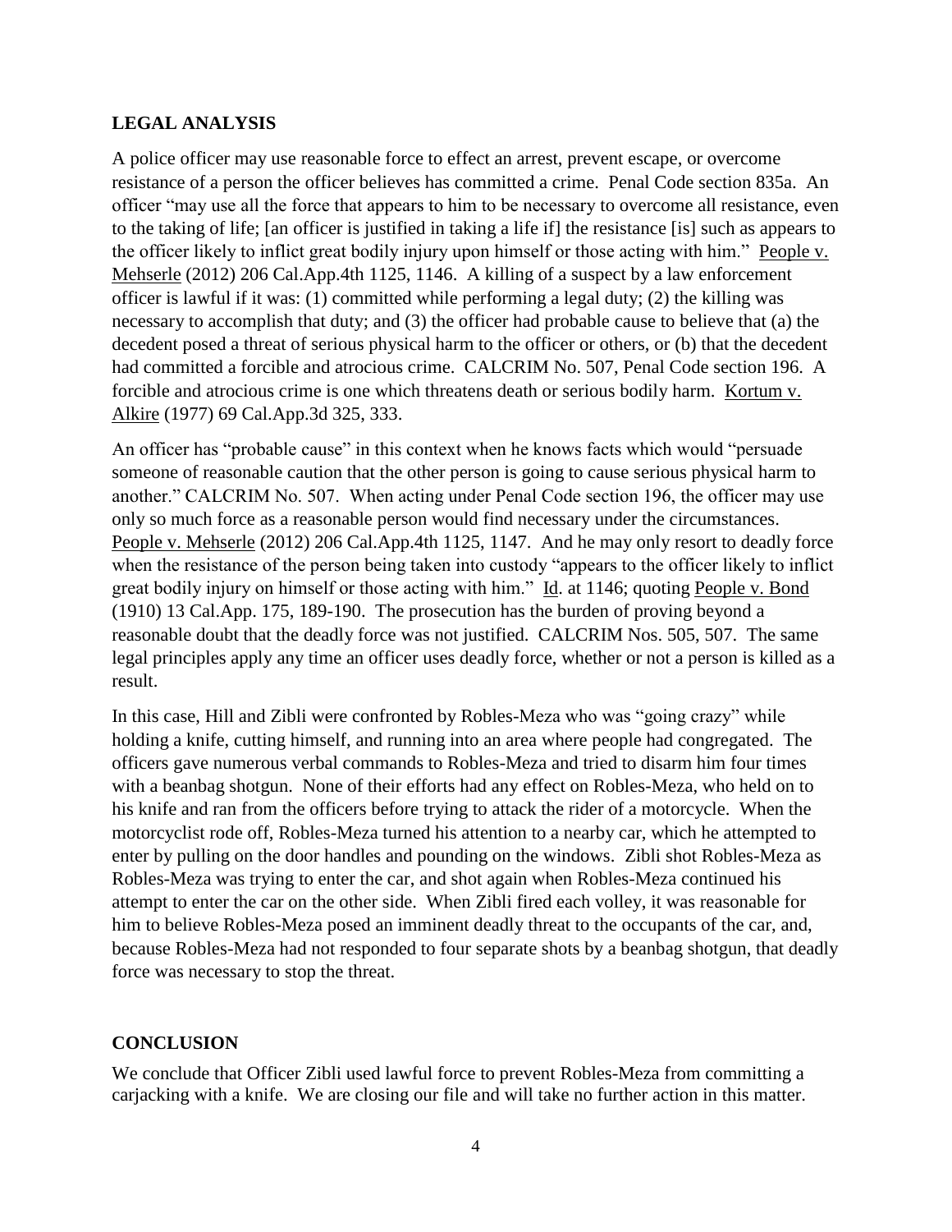## LEGAL ANALYSIS

A police officer may use reasonable force to effect an arrest, prevent escape, or overcome resistance of a person the officer believes has committed a crime. Penal Code section 835a. An officer "may use all the force that appears to him to be necessary to overcome all resistance, even to the taking of life; [an officer is justified in taking a life if] the resistance [is] such as appears to the officer likely to inflict great bodily injury upon himself or those acting with him." People v. Mehserle (2012) 206 Cal.App.4th 1125, 1146. A killing of a suspect by a law enforcement officer is lawful if it was: (1) committed while performing a legal duty; (2) the killing was necessary to accomplish that duty; and (3) the officer had probable cause to believe that (a) the decedent posed a threat of serious physical harm to the officer or others, or (b) that the decedent had committed a forcible and atrocious crime. CALCRIM No. 507, Penal Code section 196. A forcible and atrocious crime is one which threatens death or serious bodily harm. Kortum v. Alkire (1977) 69 Cal.App.3d 325, 333.

An officer has "probable cause" in this context when he knows facts which would "persuade someone of reasonable caution that the other person is going to cause serious physical harm to another." CALCRIM No. 507. When acting under Penal Code section 196, the officer may use only so much force as a reasonable person would find necessary under the circumstances. People v. Mehserle (2012) 206 Cal.App.4th 1125, 1147. And he may only resort to deadly force when the resistance of the person being taken into custody "appears to the officer likely to inflict great bodily injury on himself or those acting with him." Id. at 1146; quoting People v. Bond (1910) 13 Cal.App. 175, 189-190. The prosecution has the burden of proving beyond a reasonable doubt that the deadly force was not justified. CALCRIM Nos. 505, 507. The same legal principles apply any time an officer uses deadly force, whether or not a person is killed as a result.

In this case, Hill and Zibli were confronted by Robles-Meza who was "going crazy" while holding a knife, cutting himself, and running into an area where people had congregated. The officers gave numerous verbal commands to Robles-Meza and tried to disarm him four times with a beanbag shotgun. None of their efforts had any effect on Robles-Meza, who held on to his knife and ran from the officers before trying to attack the rider of a motorcycle. When the motorcyclist rode off, Robles-Meza turned his attention to a nearby car, which he attempted to enter by pulling on the door handles and pounding on the windows. Zibli shot Robles-Meza as Robles-Meza was trying to enter the car, and shot again when Robles-Meza continued his attempt to enter the car on the other side. When Zibli fired each volley, it was reasonable for him to believe Robles-Meza posed an imminent deadly threat to the occupants of the car, and, because Robles-Meza had not responded to four separate shots by a beanbag shotgun, that deadly force was necessary to stop the threat.

## CONCLUSION

We conclude that Officer Zibli used lawful force to prevent Robles-Meza from committing a carjacking with a knife. We are closing our file and will take no further action in this matter.